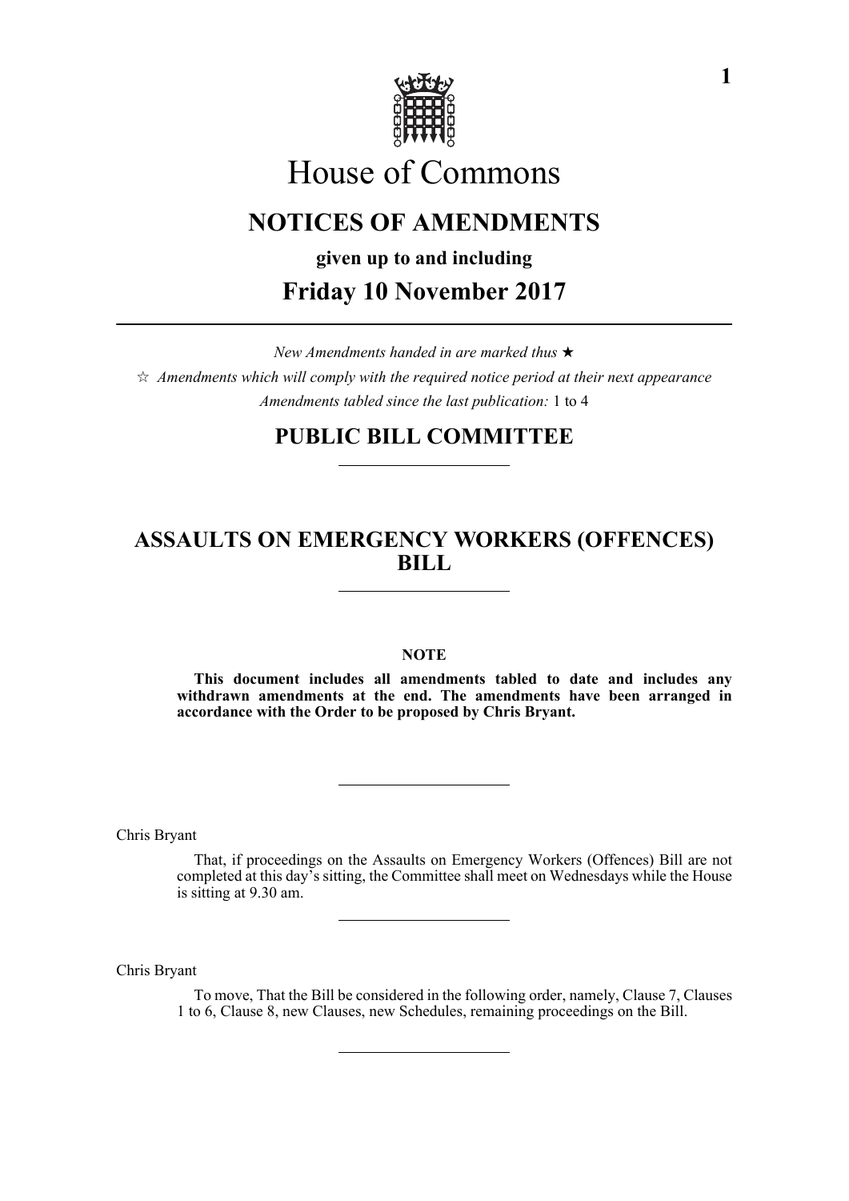# House of Commons

## NOTICES OF AMENDMENTS

**given up to and including**

## Friday 10 November 2017

*New Amendments handed in are marked thus* ★

☆ *Amendments which will comply with the required notice period at their next appearance*

*Amendments tabled since the last publication:* 1 to 4

## PUBLIC BILL COMMITTEE

## ASSAULTS ON EMERGENCY WORKERS (OFFENCES) BILL

**NOTE**

**This document includes all amendments tabled to date and includes any withdrawn amendments at the end. The amendments have been arranged in accordance with the Order to be proposed by Chris Bryant.**

---

Chris Bryant

That, if proceedings on the Assaults on Emergency Workers (Offences) Bill are not completed at this day's sitting, the Committee shall meet on Wednesdays while the House is sitting at 9.30 am.

---

Chris Bryant

To move, That the Bill be considered in the following order, namely, Clause 7, Clauses 1 to 6, Clause 8, new Clauses, new Schedules, remaining proceedings on the Bill.

---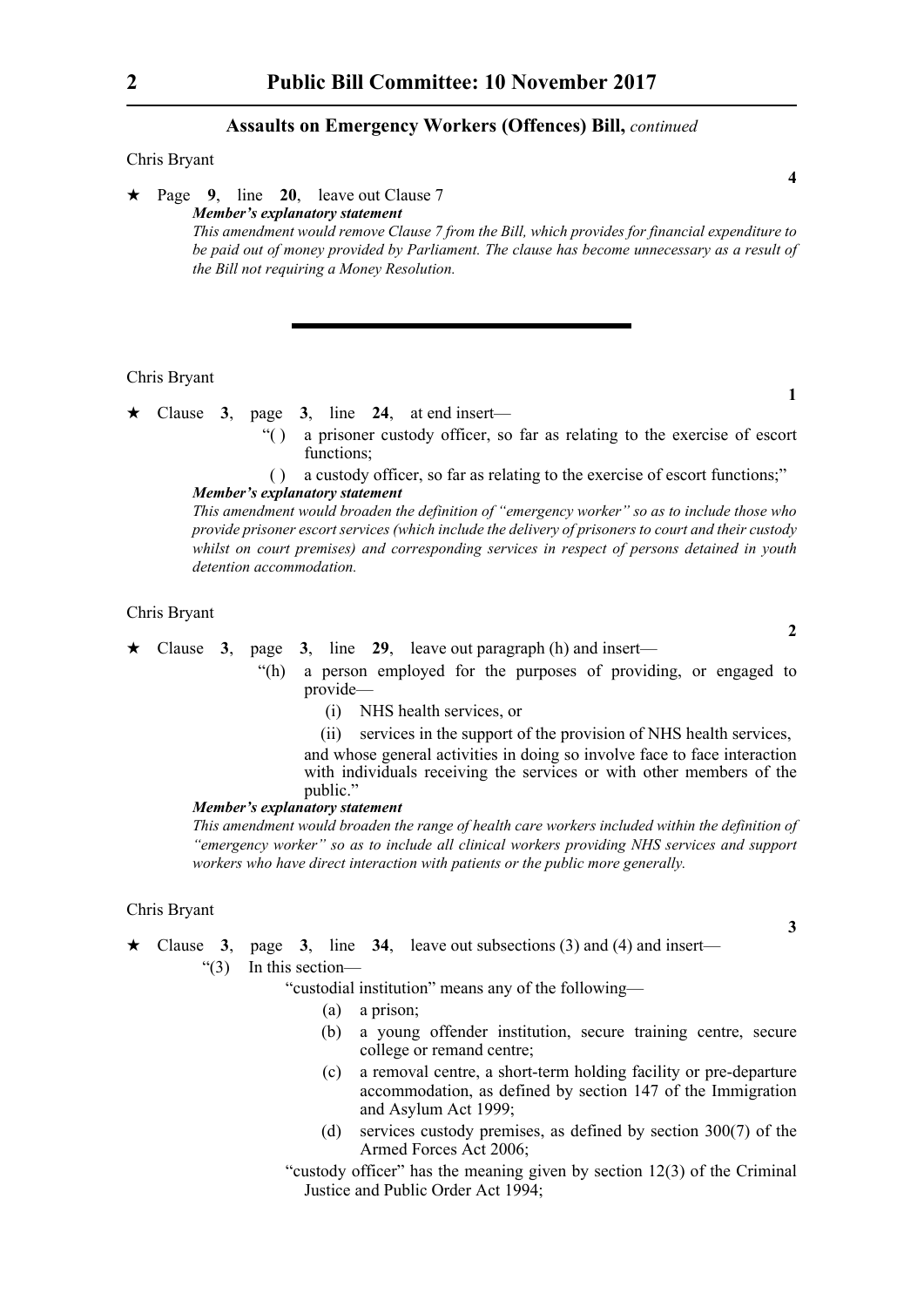Chris Bryant

**4**

★ Page **9**, line **20**, leave out Clause 7

***Member's explanatory statement***

*This amendment would remove Clause 7 from the Bill, which provides for financial expenditure to be paid out of money provided by Parliament. The clause has become unnecessary as a result of the Bill not requiring a Money Resolution.*

---

Chris Bryant

**1**

★ Clause **3**, page **3**, line **24**, at end insert—

"( ) a prisoner custody officer, so far as relating to the exercise of escort functions;

( ) a custody officer, so far as relating to the exercise of escort functions;"

***Member's explanatory statement***

*This amendment would broaden the definition of "emergency worker" so as to include those who provide prisoner escort services (which include the delivery of prisoners to court and their custody whilst on court premises) and corresponding services in respect of persons detained in youth detention accommodation.*

Chris Bryant

**2**

★ Clause **3**, page **3**, line **29**, leave out paragraph (h) and insert—

"(h) a person employed for the purposes of providing, or engaged to provide—

(i) NHS health services, or

(ii) services in the support of the provision of NHS health services,

and whose general activities in doing so involve face to face interaction with individuals receiving the services or with other members of the public."

***Member's explanatory statement***

*This amendment would broaden the range of health care workers included within the definition of "emergency worker" so as to include all clinical workers providing NHS services and support workers who have direct interaction with patients or the public more generally.*

Chris Bryant

**3**

★ Clause **3**, page **3**, line **34**, leave out subsections (3) and (4) and insert—

"(3) In this section—

"custodial institution" means any of the following—

(a) a prison;

(b) a young offender institution, secure training centre, secure college or remand centre;

(c) a removal centre, a short-term holding facility or pre-departure accommodation, as defined by section 147 of the Immigration and Asylum Act 1999;

(d) services custody premises, as defined by section 300(7) of the Armed Forces Act 2006;

"custody officer" has the meaning given by section 12(3) of the Criminal Justice and Public Order Act 1994;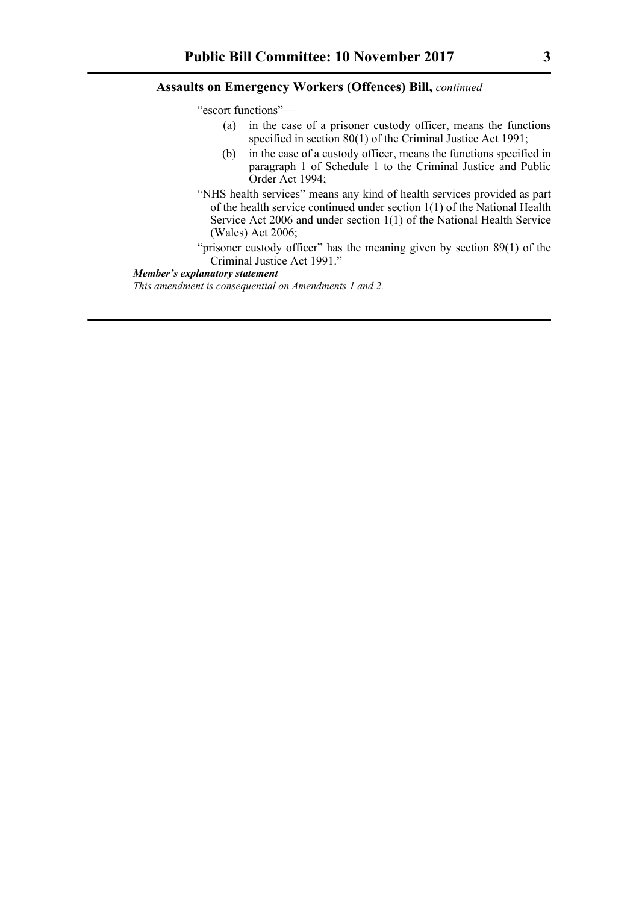"escort functions"—

(a) in the case of a prisoner custody officer, means the functions specified in section 80(1) of the Criminal Justice Act 1991;

(b) in the case of a custody officer, means the functions specified in paragraph 1 of Schedule 1 to the Criminal Justice and Public Order Act 1994;

"NHS health services" means any kind of health services provided as part of the health service continued under section 1(1) of the National Health Service Act 2006 and under section 1(1) of the National Health Service (Wales) Act 2006;

"prisoner custody officer" has the meaning given by section 89(1) of the Criminal Justice Act 1991."

***Member's explanatory statement***

*This amendment is consequential on Amendments 1 and 2.*